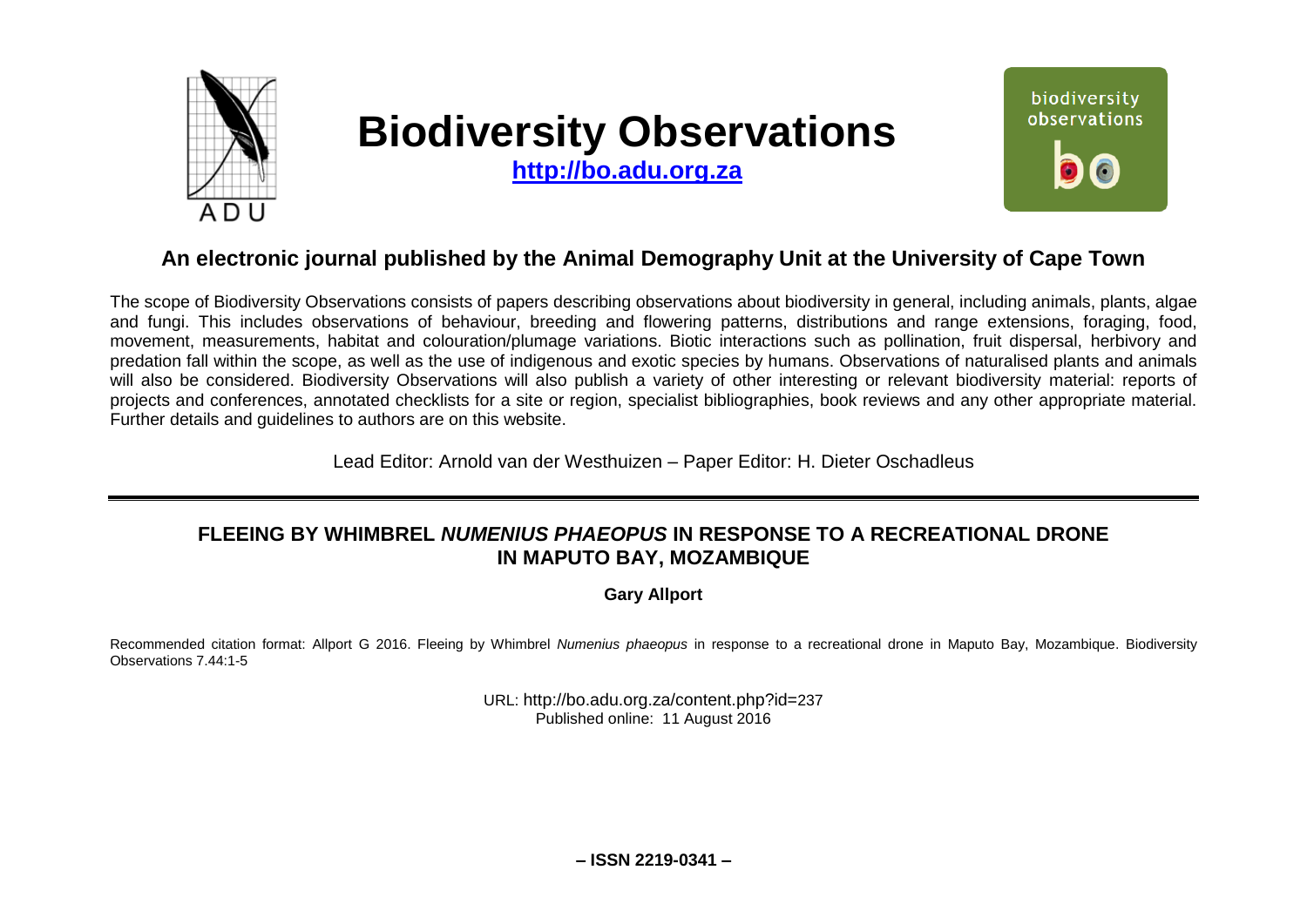# Biodiversity Observations

**http://bo.adu.org.za**

biodiversity observations

## An electronic journal published by the Animal Demography Unit at the University of Cape Town

The scope of Biodiversity Observations consists of papers describing observations about biodiversity in general, including animals, plants, algae and fungi. This includes observations of behaviour, breeding and flowering patterns, distributions and range extensions, foraging, food, movement, measurements, habitat and colouration/plumage variations. Biotic interactions such as pollination, fruit dispersal, herbivory and predation fall within the scope, as well as the use of indigenous and exotic species by humans. Observations of naturalised plants and animals will also be considered. Biodiversity Observations will also publish a variety of other interesting or relevant biodiversity material: reports of projects and conferences, annotated checklists for a site or region, specialist bibliographies, book reviews and any other appropriate material. Further details and guidelines to authors are on this website.

Lead Editor: Arnold van der Westhuizen – Paper Editor: H. Dieter Oschadleus

---

## FLEEING BY WHIMBREL *NUMENIUS PHAEOPUS* IN RESPONSE TO A RECREATIONAL DRONE IN MAPUTO BAY, MOZAMBIQUE

**Gary Allport**

Recommended citation format: Allport G 2016. Fleeing by Whimbrel *Numenius phaeopus* in response to a recreational drone in Maputo Bay, Mozambique. Biodiversity Observations 7.44:1-5

URL: http://bo.adu.org.za/content.php?id=237
Published online: 11 August 2016

**– ISSN 2219-0341 –**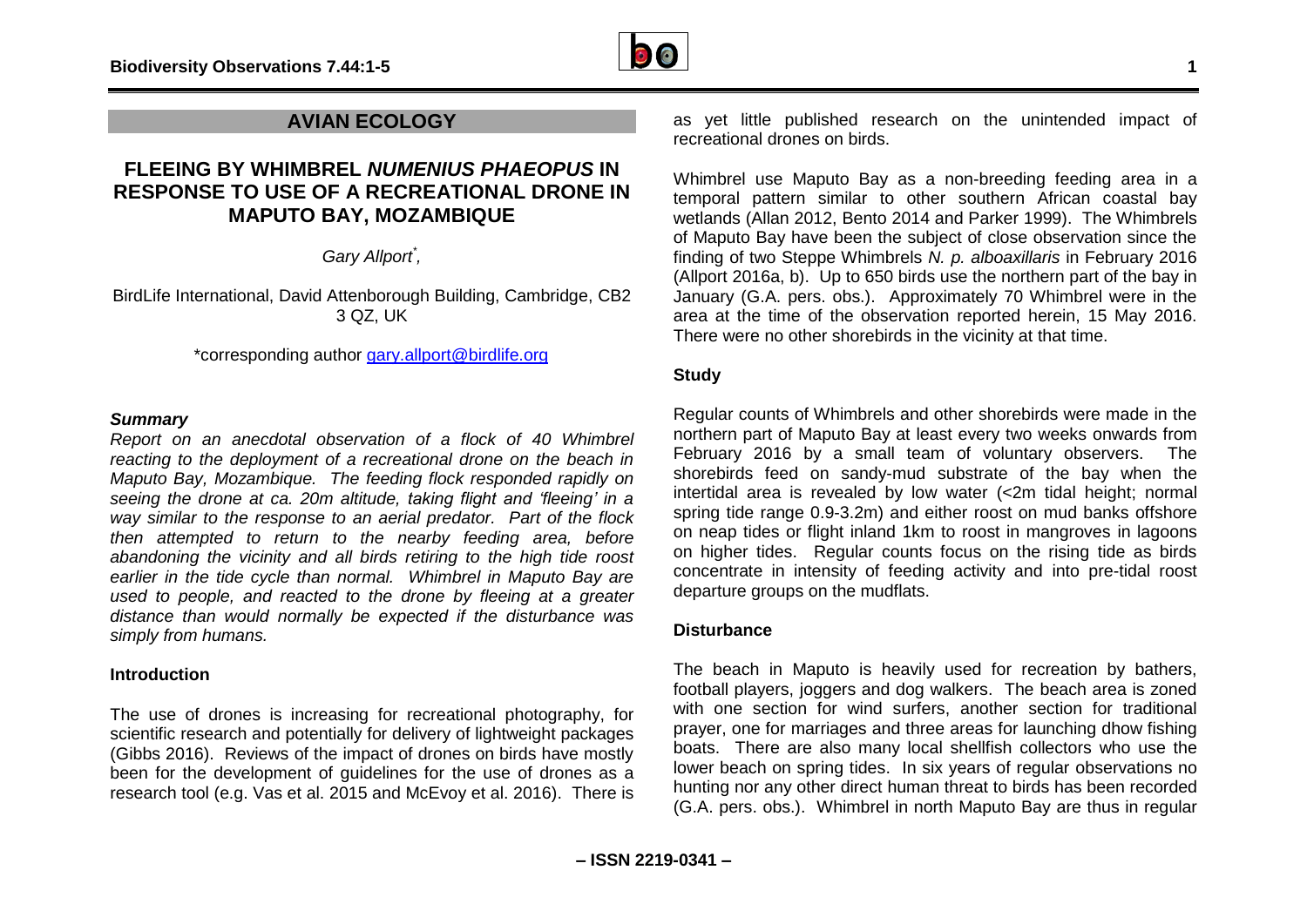## AVIAN ECOLOGY

# FLEEING BY WHIMBREL *NUMENIUS PHAEOPUS* IN RESPONSE TO USE OF A RECREATIONAL DRONE IN MAPUTO BAY, MOZAMBIQUE

*Gary Allport*[*]*,*

BirdLife International, David Attenborough Building, Cambridge, CB2 3 QZ, UK

*corresponding author gary.allport@birdlife.org

### *Summary*

*Report on an anecdotal observation of a flock of 40 Whimbrel reacting to the deployment of a recreational drone on the beach in Maputo Bay, Mozambique. The feeding flock responded rapidly on seeing the drone at ca. 20m altitude, taking flight and 'fleeing' in a way similar to the response to an aerial predator. Part of the flock then attempted to return to the nearby feeding area, before abandoning the vicinity and all birds retiring to the high tide roost earlier in the tide cycle than normal. Whimbrel in Maputo Bay are used to people, and reacted to the drone by fleeing at a greater distance than would normally be expected if the disturbance was simply from humans.*

### **Introduction**

The use of drones is increasing for recreational photography, for scientific research and potentially for delivery of lightweight packages (Gibbs 2016). Reviews of the impact of drones on birds have mostly been for the development of guidelines for the use of drones as a research tool (e.g. Vas et al. 2015 and McEvoy et al. 2016). There is as yet little published research on the unintended impact of recreational drones on birds.

Whimbrel use Maputo Bay as a non-breeding feeding area in a temporal pattern similar to other southern African coastal bay wetlands (Allan 2012, Bento 2014 and Parker 1999). The Whimbrels of Maputo Bay have been the subject of close observation since the finding of two Steppe Whimbrels *N. p. alboaxillaris* in February 2016 (Allport 2016a, b). Up to 650 birds use the northern part of the bay in January (G.A. pers. obs.). Approximately 70 Whimbrel were in the area at the time of the observation reported herein, 15 May 2016. There were no other shorebirds in the vicinity at that time.

### **Study**

Regular counts of Whimbrels and other shorebirds were made in the northern part of Maputo Bay at least every two weeks onwards from February 2016 by a small team of voluntary observers. The shorebirds feed on sandy-mud substrate of the bay when the intertidal area is revealed by low water (<2m tidal height; normal spring tide range 0.9-3.2m) and either roost on mud banks offshore on neap tides or flight inland 1km to roost in mangroves in lagoons on higher tides. Regular counts focus on the rising tide as birds concentrate in intensity of feeding activity and into pre-tidal roost departure groups on the mudflats.

### **Disturbance**

The beach in Maputo is heavily used for recreation by bathers, football players, joggers and dog walkers. The beach area is zoned with one section for wind surfers, another section for traditional prayer, one for marriages and three areas for launching dhow fishing boats. There are also many local shellfish collectors who use the lower beach on spring tides. In six years of regular observations no hunting nor any other direct human threat to birds has been recorded (G.A. pers. obs.). Whimbrel in north Maputo Bay are thus in regular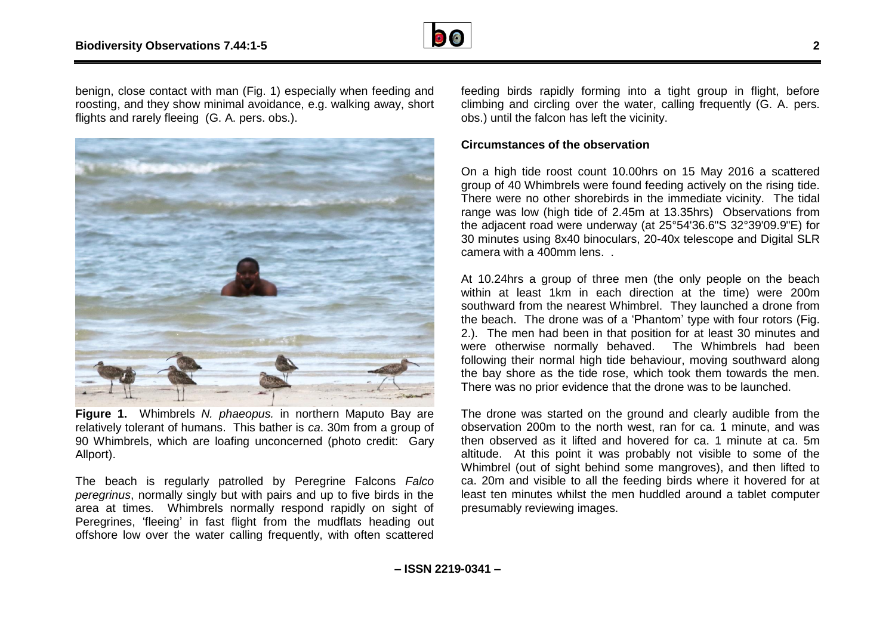benign, close contact with man (Fig. 1) especially when feeding and roosting, and they show minimal avoidance, e.g. walking away, short flights and rarely fleeing (G. A. pers. obs.).

**Figure 1.** Whimbrels *N. phaeopus.* in northern Maputo Bay are relatively tolerant of humans. This bather is *ca*. 30m from a group of 90 Whimbrels, which are loafing unconcerned (photo credit: Gary Allport).

The beach is regularly patrolled by Peregrine Falcons *Falco peregrinus*, normally singly but with pairs and up to five birds in the area at times. Whimbrels normally respond rapidly on sight of Peregrines, 'fleeing' in fast flight from the mudflats heading out offshore low over the water calling frequently, with often scattered feeding birds rapidly forming into a tight group in flight, before climbing and circling over the water, calling frequently (G. A. pers. obs.) until the falcon has left the vicinity.

**Circumstances of the observation**

On a high tide roost count 10.00hrs on 15 May 2016 a scattered group of 40 Whimbrels were found feeding actively on the rising tide. There were no other shorebirds in the immediate vicinity. The tidal range was low (high tide of 2.45m at 13.35hrs) Observations from the adjacent road were underway (at 25°54'36.6"S 32°39'09.9"E) for 30 minutes using 8x40 binoculars, 20-40x telescope and Digital SLR camera with a 400mm lens. .

At 10.24hrs a group of three men (the only people on the beach within at least 1km in each direction at the time) were 200m southward from the nearest Whimbrel. They launched a drone from the beach. The drone was of a 'Phantom' type with four rotors (Fig. 2.). The men had been in that position for at least 30 minutes and were otherwise normally behaved. The Whimbrels had been following their normal high tide behaviour, moving southward along the bay shore as the tide rose, which took them towards the men. There was no prior evidence that the drone was to be launched.

The drone was started on the ground and clearly audible from the observation 200m to the north west, ran for ca. 1 minute, and was then observed as it lifted and hovered for ca. 1 minute at ca. 5m altitude. At this point it was probably not visible to some of the Whimbrel (out of sight behind some mangroves), and then lifted to ca. 20m and visible to all the feeding birds where it hovered for at least ten minutes whilst the men huddled around a tablet computer presumably reviewing images.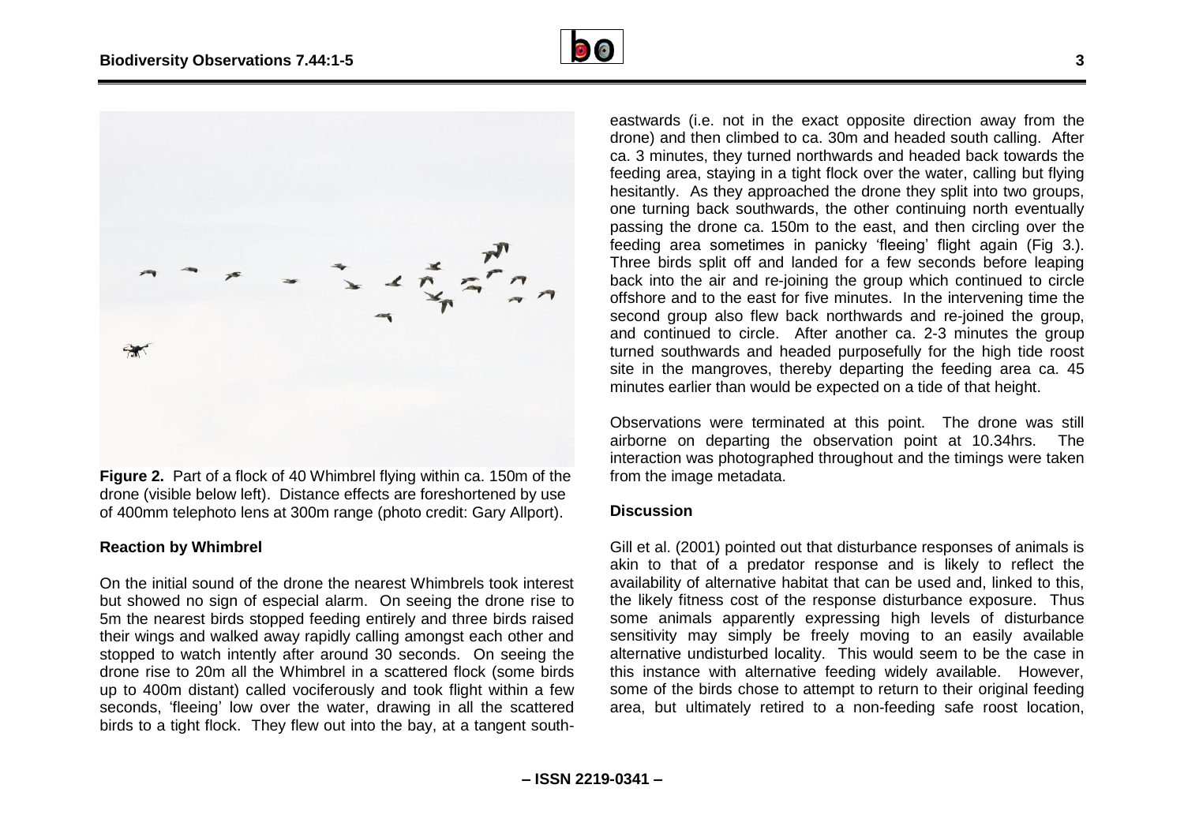**Figure 2.** Part of a flock of 40 Whimbrel flying within ca. 150m of the drone (visible below left). Distance effects are foreshortened by use of 400mm telephoto lens at 300m range (photo credit: Gary Allport).

**Reaction by Whimbrel**

On the initial sound of the drone the nearest Whimbrels took interest but showed no sign of especial alarm. On seeing the drone rise to 5m the nearest birds stopped feeding entirely and three birds raised their wings and walked away rapidly calling amongst each other and stopped to watch intently after around 30 seconds. On seeing the drone rise to 20m all the Whimbrel in a scattered flock (some birds up to 400m distant) called vociferously and took flight within a few seconds, 'fleeing' low over the water, drawing in all the scattered birds to a tight flock. They flew out into the bay, at a tangent south-eastwards (i.e. not in the exact opposite direction away from the drone) and then climbed to ca. 30m and headed south calling. After ca. 3 minutes, they turned northwards and headed back towards the feeding area, staying in a tight flock over the water, calling but flying hesitantly. As they approached the drone they split into two groups, one turning back southwards, the other continuing north eventually passing the drone ca. 150m to the east, and then circling over the feeding area sometimes in panicky 'fleeing' flight again (Fig 3.). Three birds split off and landed for a few seconds before leaping back into the air and re-joining the group which continued to circle offshore and to the east for five minutes. In the intervening time the second group also flew back northwards and re-joined the group, and continued to circle. After another ca. 2-3 minutes the group turned southwards and headed purposefully for the high tide roost site in the mangroves, thereby departing the feeding area ca. 45 minutes earlier than would be expected on a tide of that height.

Observations were terminated at this point. The drone was still airborne on departing the observation point at 10.34hrs. The interaction was photographed throughout and the timings were taken from the image metadata.

**Discussion**

Gill et al. (2001) pointed out that disturbance responses of animals is akin to that of a predator response and is likely to reflect the availability of alternative habitat that can be used and, linked to this, the likely fitness cost of the response disturbance exposure. Thus some animals apparently expressing high levels of disturbance sensitivity may simply be freely moving to an easily available alternative undisturbed locality. This would seem to be the case in this instance with alternative feeding widely available. However, some of the birds chose to attempt to return to their original feeding area, but ultimately retired to a non-feeding safe roost location,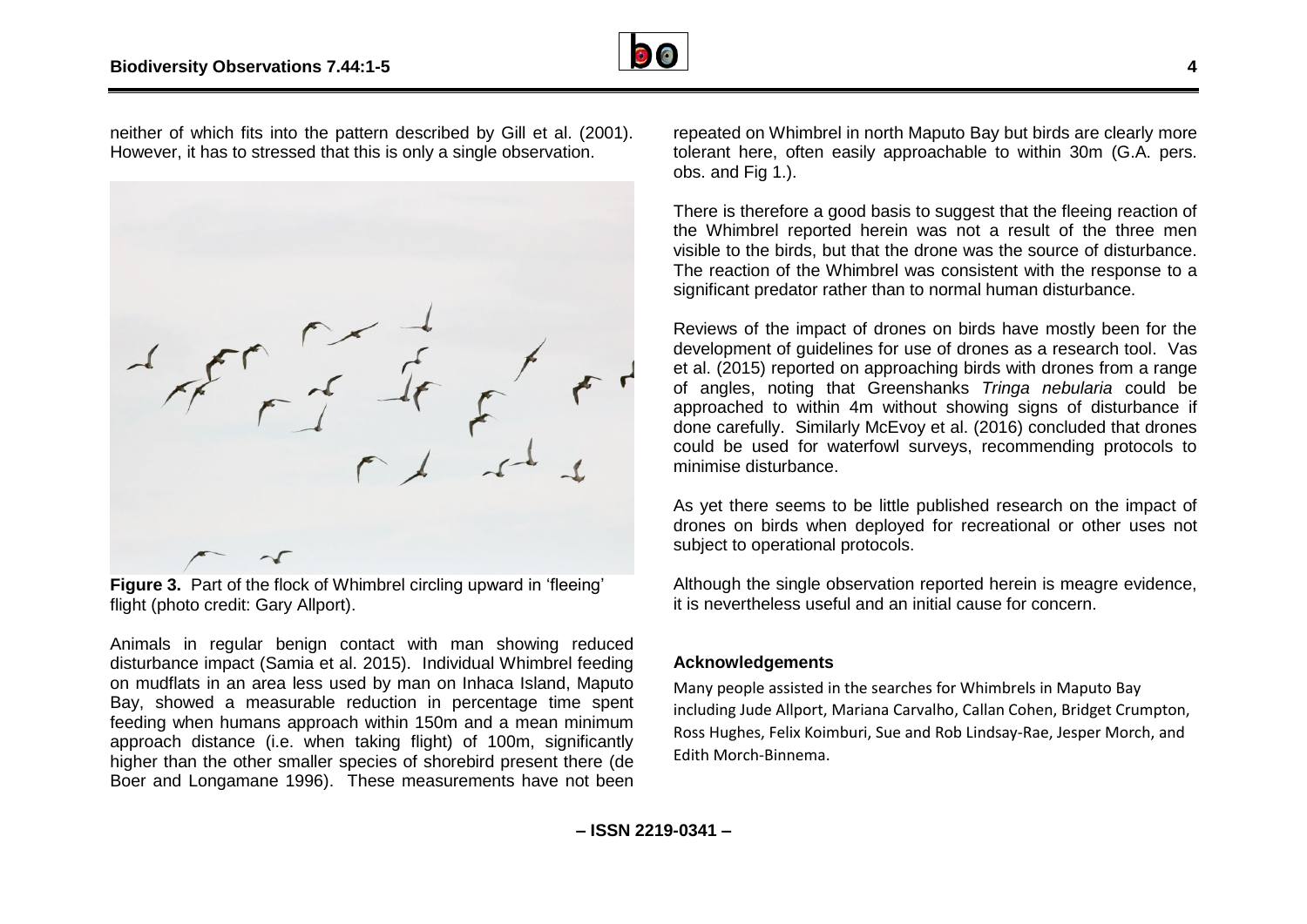neither of which fits into the pattern described by Gill et al. (2001). However, it has to stressed that this is only a single observation.

**Figure 3.** Part of the flock of Whimbrel circling upward in 'fleeing' flight (photo credit: Gary Allport).

Animals in regular benign contact with man showing reduced disturbance impact (Samia et al. 2015). Individual Whimbrel feeding on mudflats in an area less used by man on Inhaca Island, Maputo Bay, showed a measurable reduction in percentage time spent feeding when humans approach within 150m and a mean minimum approach distance (i.e. when taking flight) of 100m, significantly higher than the other smaller species of shorebird present there (de Boer and Longamane 1996). These measurements have not been repeated on Whimbrel in north Maputo Bay but birds are clearly more tolerant here, often easily approachable to within 30m (G.A. pers. obs. and Fig 1.).

There is therefore a good basis to suggest that the fleeing reaction of the Whimbrel reported herein was not a result of the three men visible to the birds, but that the drone was the source of disturbance. The reaction of the Whimbrel was consistent with the response to a significant predator rather than to normal human disturbance.

Reviews of the impact of drones on birds have mostly been for the development of guidelines for use of drones as a research tool. Vas et al. (2015) reported on approaching birds with drones from a range of angles, noting that Greenshanks *Tringa nebularia* could be approached to within 4m without showing signs of disturbance if done carefully. Similarly McEvoy et al. (2016) concluded that drones could be used for waterfowl surveys, recommending protocols to minimise disturbance.

As yet there seems to be little published research on the impact of drones on birds when deployed for recreational or other uses not subject to operational protocols.

Although the single observation reported herein is meagre evidence, it is nevertheless useful and an initial cause for concern.

### Acknowledgements

Many people assisted in the searches for Whimbrels in Maputo Bay including Jude Allport, Mariana Carvalho, Callan Cohen, Bridget Crumpton, Ross Hughes, Felix Koimburi, Sue and Rob Lindsay-Rae, Jesper Morch, and Edith Morch-Binnema.

– ISSN 2219-0341 –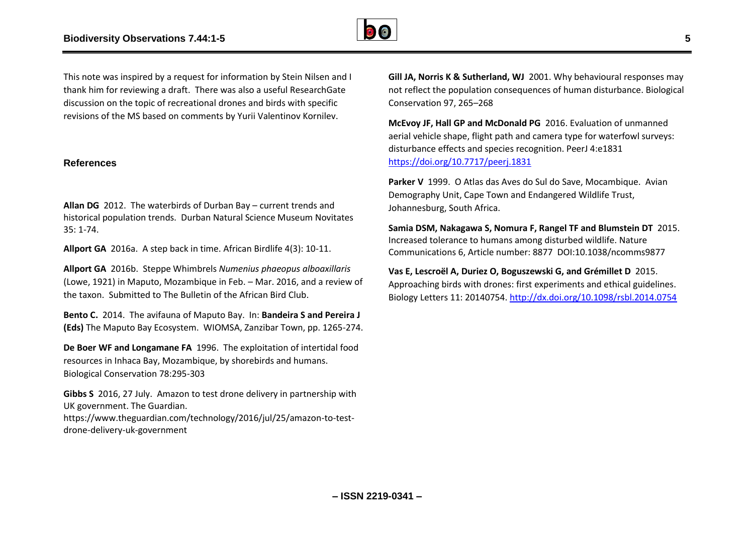This note was inspired by a request for information by Stein Nilsen and I thank him for reviewing a draft. There was also a useful ResearchGate discussion on the topic of recreational drones and birds with specific revisions of the MS based on comments by Yurii Valentinov Kornilev.

## References

**Allan DG** 2012. The waterbirds of Durban Bay – current trends and historical population trends. Durban Natural Science Museum Novitates 35: 1-74.

**Allport GA** 2016a. A step back in time. African Birdlife 4(3): 10-11.

**Allport GA** 2016b. Steppe Whimbrels *Numenius phaeopus alboaxillaris* (Lowe, 1921) in Maputo, Mozambique in Feb. – Mar. 2016, and a review of the taxon. Submitted to The Bulletin of the African Bird Club.

**Bento C.** 2014. The avifauna of Maputo Bay. In: **Bandeira S and Pereira J (Eds)** The Maputo Bay Ecosystem. WIOMSA, Zanzibar Town, pp. 1265-274.

**De Boer WF and Longamane FA** 1996. The exploitation of intertidal food resources in Inhaca Bay, Mozambique, by shorebirds and humans. Biological Conservation 78:295-303

**Gibbs S** 2016, 27 July. Amazon to test drone delivery in partnership with UK government. The Guardian. https://www.theguardian.com/technology/2016/jul/25/amazon-to-test-drone-delivery-uk-government

**Gill JA, Norris K & Sutherland, WJ** 2001. Why behavioural responses may not reflect the population consequences of human disturbance. Biological Conservation 97, 265–268

**McEvoy JF, Hall GP and McDonald PG** 2016. Evaluation of unmanned aerial vehicle shape, flight path and camera type for waterfowl surveys: disturbance effects and species recognition. PeerJ 4:e1831 https://doi.org/10.7717/peerj.1831

**Parker V** 1999. O Atlas das Aves do Sul do Save, Mocambique. Avian Demography Unit, Cape Town and Endangered Wildlife Trust, Johannesburg, South Africa.

**Samia DSM, Nakagawa S, Nomura F, Rangel TF and Blumstein DT** 2015. Increased tolerance to humans among disturbed wildlife. Nature Communications 6, Article number: 8877 DOI:10.1038/ncomms9877

**Vas E, Lescroël A, Duriez O, Boguszewski G, and Grémillet D** 2015. Approaching birds with drones: first experiments and ethical guidelines. Biology Letters 11: 20140754. http://dx.doi.org/10.1098/rsbl.2014.0754